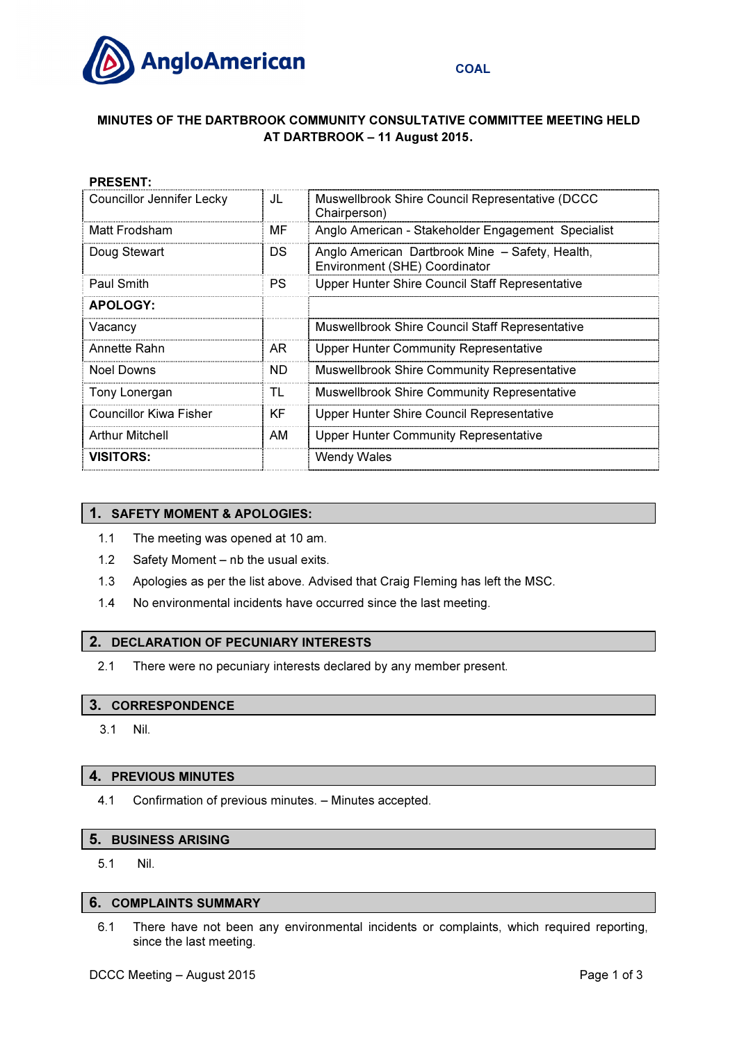AngloAmerican COAL

# MINUTES OF THE DARTBROOK COMMUNITY CONSULTATIVE COMMITTEE MEETING HELD AT DARTBROOK – 11 August 2015.

| **PRESENT:** | | |
|---|---|---|
| Councillor Jennifer Lecky | JL | Muswellbrook Shire Council Representative (DCCC Chairperson) |
| Matt Frodsham | MF | Anglo American - Stakeholder Engagement Specialist |
| Doug Stewart | DS | Anglo American Dartbrook Mine – Safety, Health, Environment (SHE) Coordinator |
| Paul Smith | PS | Upper Hunter Shire Council Staff Representative |
| **APOLOGY:** | | |
| Vacancy | | Muswellbrook Shire Council Staff Representative |
| Annette Rahn | AR | Upper Hunter Community Representative |
| Noel Downs | ND | Muswellbrook Shire Community Representative |
| Tony Lonergan | TL | Muswellbrook Shire Community Representative |
| Councillor Kiwa Fisher | KF | Upper Hunter Shire Council Representative |
| Arthur Mitchell | AM | Upper Hunter Community Representative |
| **VISITORS:** | | Wendy Wales |

## 1. SAFETY MOMENT & APOLOGIES:

1.1 The meeting was opened at 10 am.

1.2 Safety Moment – nb the usual exits.

1.3 Apologies as per the list above. Advised that Craig Fleming has left the MSC.

1.4 No environmental incidents have occurred since the last meeting.

## 2. DECLARATION OF PECUNIARY INTERESTS

2.1 There were no pecuniary interests declared by any member present.

## 3. CORRESPONDENCE

3.1 Nil.

## 4. PREVIOUS MINUTES

4.1 Confirmation of previous minutes. – Minutes accepted.

## 5. BUSINESS ARISING

5.1 Nil.

## 6. COMPLAINTS SUMMARY

6.1 There have not been any environmental incidents or complaints, which required reporting, since the last meeting.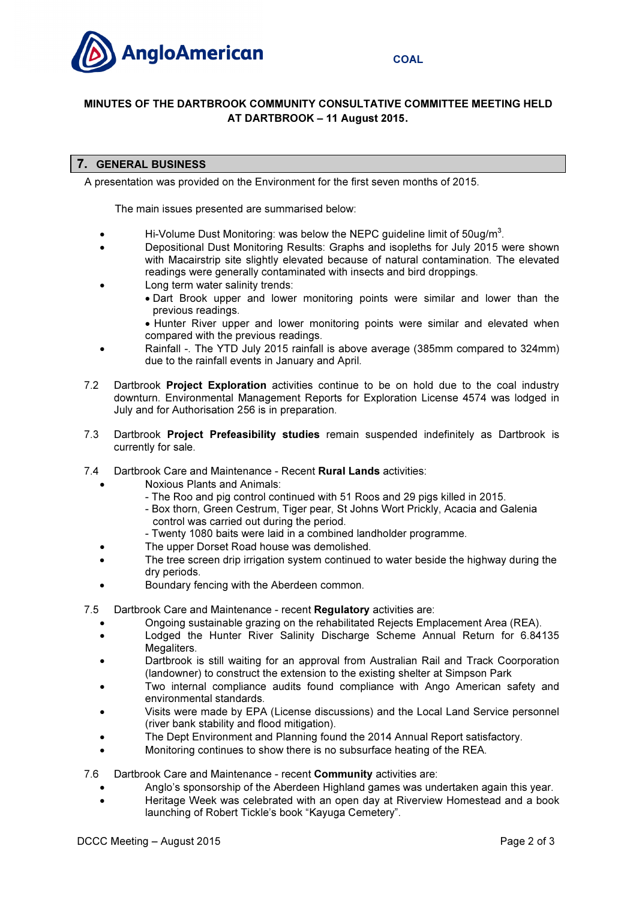**MINUTES OF THE DARTBROOK COMMUNITY CONSULTATIVE COMMITTEE MEETING HELD AT DARTBROOK – 11 August 2015.**

## 7. GENERAL BUSINESS

A presentation was provided on the Environment for the first seven months of 2015.

The main issues presented are summarised below:

- Hi-Volume Dust Monitoring: was below the NEPC guideline limit of 50ug/m$^3$.
- Depositional Dust Monitoring Results: Graphs and isopleths for July 2015 were shown with Macairstrip site slightly elevated because of natural contamination. The elevated readings were generally contaminated with insects and bird droppings.
- Long term water salinity trends:
  - Dart Brook upper and lower monitoring points were similar and lower than the previous readings.
  - Hunter River upper and lower monitoring points were similar and elevated when compared with the previous readings.
- Rainfall -. The YTD July 2015 rainfall is above average (385mm compared to 324mm) due to the rainfall events in January and April.

7.2 Dartbrook **Project Exploration** activities continue to be on hold due to the coal industry downturn. Environmental Management Reports for Exploration License 4574 was lodged in July and for Authorisation 256 is in preparation.

7.3 Dartbrook **Project Prefeasibility studies** remain suspended indefinitely as Dartbrook is currently for sale.

7.4 Dartbrook Care and Maintenance - Recent **Rural Lands** activities:

- Noxious Plants and Animals:
  - The Roo and pig control continued with 51 Roos and 29 pigs killed in 2015.
  - Box thorn, Green Cestrum, Tiger pear, St Johns Wort Prickly, Acacia and Galenia control was carried out during the period.
  - Twenty 1080 baits were laid in a combined landholder programme.
- The upper Dorset Road house was demolished.
- The tree screen drip irrigation system continued to water beside the highway during the dry periods.
- Boundary fencing with the Aberdeen common.

7.5 Dartbrook Care and Maintenance - recent **Regulatory** activities are:

- Ongoing sustainable grazing on the rehabilitated Rejects Emplacement Area (REA).
- Lodged the Hunter River Salinity Discharge Scheme Annual Return for 6.84135 Megaliters.
- Dartbrook is still waiting for an approval from Australian Rail and Track Coorporation (landowner) to construct the extension to the existing shelter at Simpson Park
- Two internal compliance audits found compliance with Ango American safety and environmental standards.
- Visits were made by EPA (License discussions) and the Local Land Service personnel (river bank stability and flood mitigation).
- The Dept Environment and Planning found the 2014 Annual Report satisfactory.
- Monitoring continues to show there is no subsurface heating of the REA.

7.6 Dartbrook Care and Maintenance - recent **Community** activities are:

- Anglo's sponsorship of the Aberdeen Highland games was undertaken again this year.
- Heritage Week was celebrated with an open day at Riverview Homestead and a book launching of Robert Tickle's book "Kayuga Cemetery".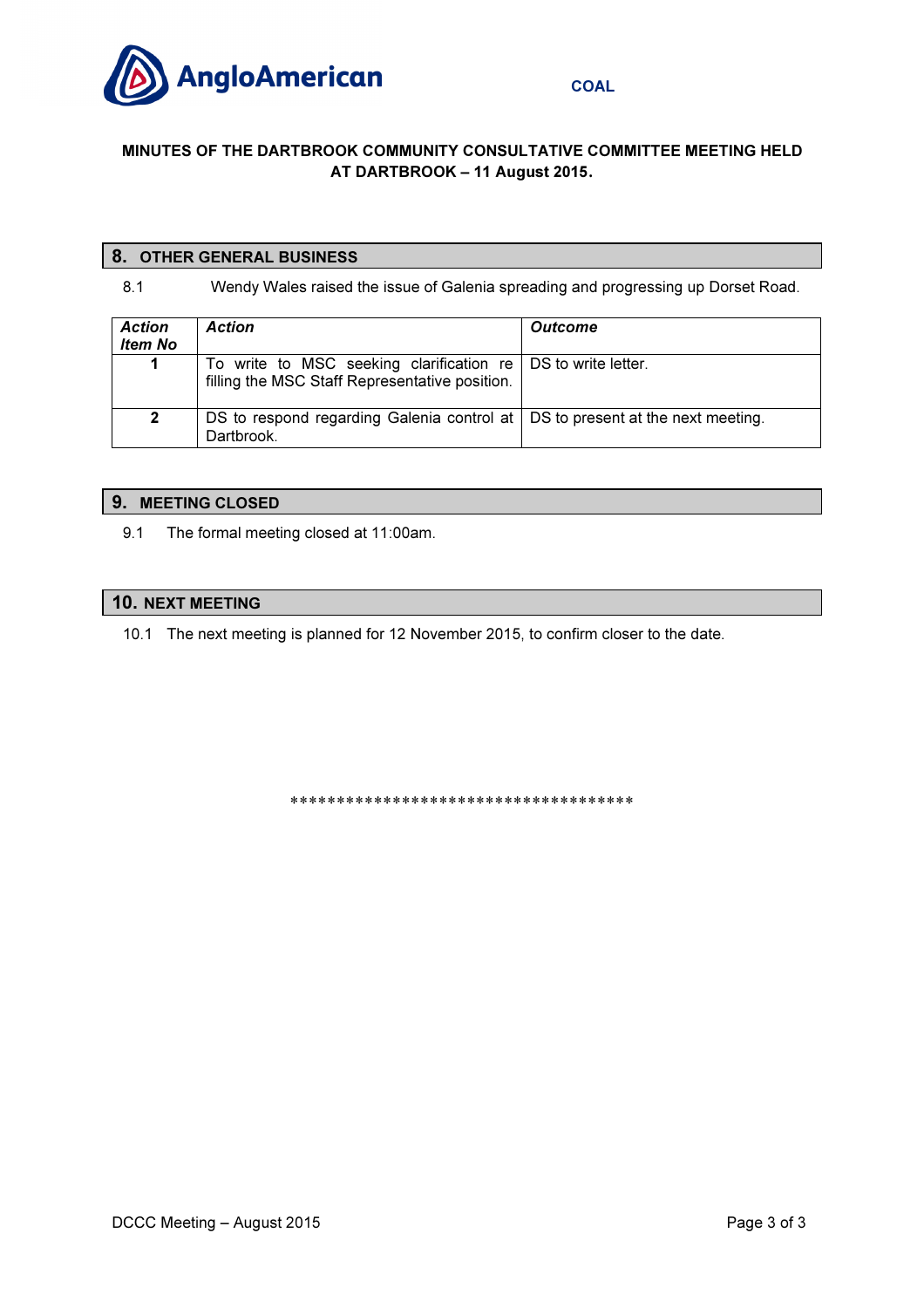AngloAmerican COAL

**MINUTES OF THE DARTBROOK COMMUNITY CONSULTATIVE COMMITTEE MEETING HELD AT DARTBROOK – 11 August 2015.**

## 8. OTHER GENERAL BUSINESS

8.1 Wendy Wales raised the issue of Galenia spreading and progressing up Dorset Road.

| ***Action Item No*** | ***Action*** | ***Outcome*** |
|---|---|---|
| **1** | To write to MSC seeking clarification re filling the MSC Staff Representative position. | DS to write letter. |
| **2** | DS to respond regarding Galenia control at Dartbrook. | DS to present at the next meeting. |

## 9. MEETING CLOSED

9.1 The formal meeting closed at 11:00am.

## 10. NEXT MEETING

10.1 The next meeting is planned for 12 November 2015, to confirm closer to the date.

************************************